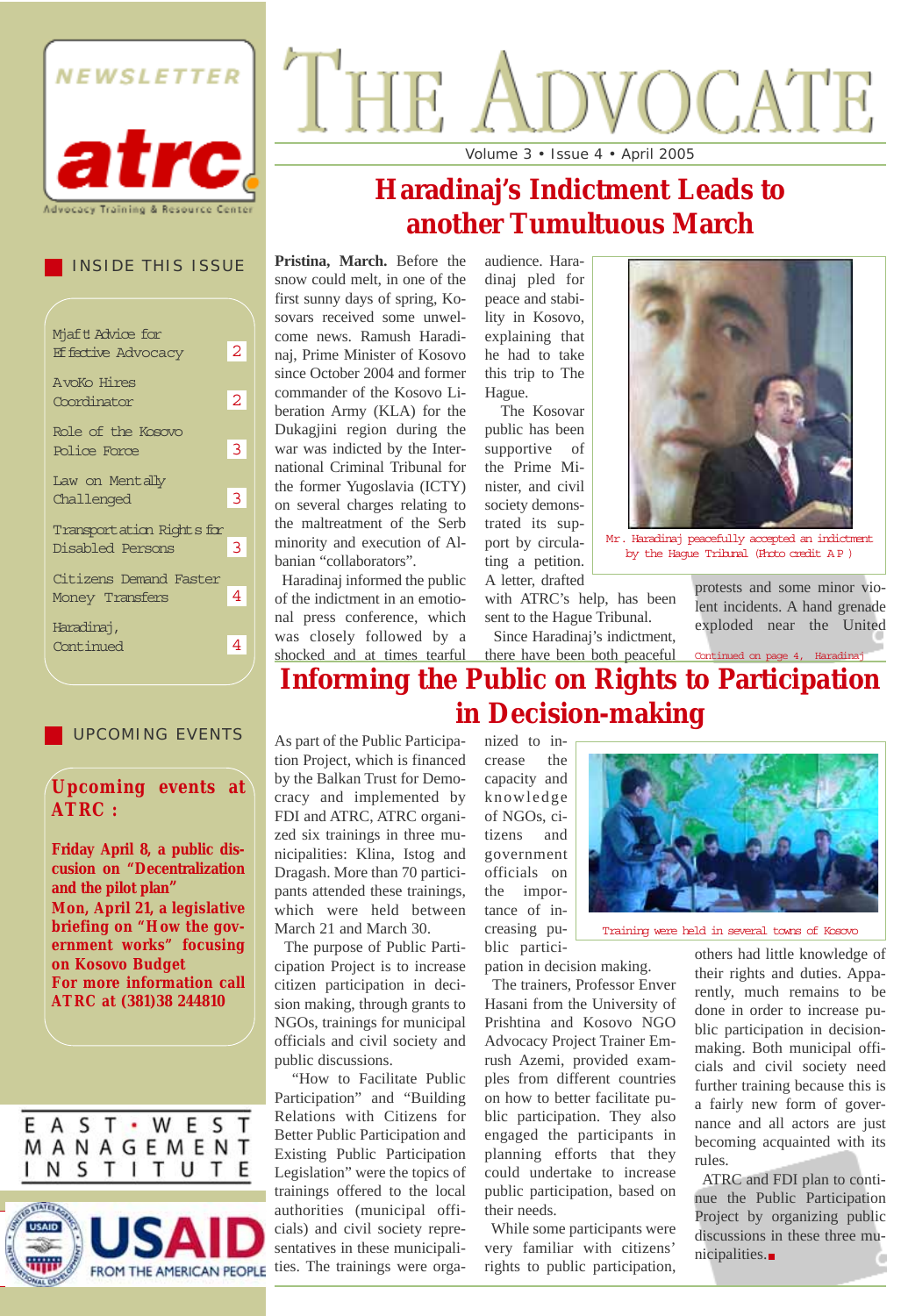NEWSLETTER

atrc

Advocacy Training & Resource Center

# THE ADVOCATE

Volume 3 • Issue 4 • April 2005

## INSIDE THIS ISSUE

| | |
|---|---|
| Mjaft! Advice for Effective Advocacy | 2 |
| AvoKo Hires Coordinator | 2 |
| Role of the Kosovo Police Force | 3 |
| Law on Mentally Challenged | 3 |
| Transportation Rights for Disabled Persons | 3 |
| Citizens Demand Faster Money Transfers | 4 |
| Haradinaj, Continued | 4 |

## UPCOMING EVENTS

**Upcoming events at ATRC:**

**Friday April 8, a public discussion on "Decentralization and the pilot plan"**

**Mon, April 21, a legislative briefing on "How the government works" focusing on Kosovo Budget**

**For more information call ATRC at (381)38 244810**

EAST·WEST MANAGEMENT INSTITUTE

USAID FROM THE AMERICAN PEOPLE

## Haradinaj's Indictment Leads to another Tumultuous March

**Pristina, March.** Before the snow could melt, in one of the first sunny days of spring, Kosovars received some unwelcome news. Ramush Haradinaj, Prime Minister of Kosovo since October 2004 and former commander of the Kosovo Liberation Army (KLA) for the Dukagjini region during the war was indicted by the International Criminal Tribunal for the former Yugoslavia (ICTY) on several charges relating to the maltreatment of the Serb minority and execution of Albanian "collaborators".

Haradinaj informed the public of the indictment in an emotional press conference, which was closely followed by a shocked and at times tearful audience. Haradinaj pled for peace and stability in Kosovo, explaining that he had to take this trip to The Hague.

The Kosovar public has been supportive of the Prime Minister, and civil society demonstrated its support by circulating a petition. A letter, drafted with ATRC's help, has been sent to the Hague Tribunal.

Since Haradinaj's indictment, there have been both peaceful protests and some minor violent incidents. A hand grenade exploded near the United

Mr. Haradinaj peacefully accepted an indictment by the Hague Tribunal (Photo credit AP)

Continued on page 4, Haradinaj

## Informing the Public on Rights to Participation in Decision-making

As part of the Public Participation Project, which is financed by the Balkan Trust for Democracy and implemented by FDI and ATRC, ATRC organized six trainings in three municipalities: Klina, Istog and Dragash. More than 70 participants attended these trainings, which were held between March 21 and March 30.

The purpose of Public Participation Project is to increase citizen participation in decision making, through grants to NGOs, trainings for municipal officials and civil society and public discussions.

"How to Facilitate Public Participation" and "Building Relations with Citizens for Better Public Participation and Existing Public Participation Legislation" were the topics of trainings offered to the local authorities (municipal officials) and civil society representatives in these municipalities. The trainings were organized to increase the capacity and knowledge of NGOs, citizens and government officials on the importance of increasing public participation in decision making.

The trainers, Professor Enver Hasani from the University of Prishtina and Kosovo NGO Advocacy Project Trainer Emrush Azemi, provided examples from different countries on how to better facilitate public participation. They also engaged the participants in planning efforts that they could undertake to increase public participation, based on their needs.

While some participants were very familiar with citizens' rights to public participation, others had little knowledge of their rights and duties. Apparently, much remains to be done in order to increase public participation in decision-making. Both municipal officials and civil society need further training because this is a fairly new form of governance and all actors are just becoming acquainted with its rules.

ATRC and FDI plan to continue the Public Participation Project by organizing public discussions in these three municipalities.

Training were held in several towns of Kosovo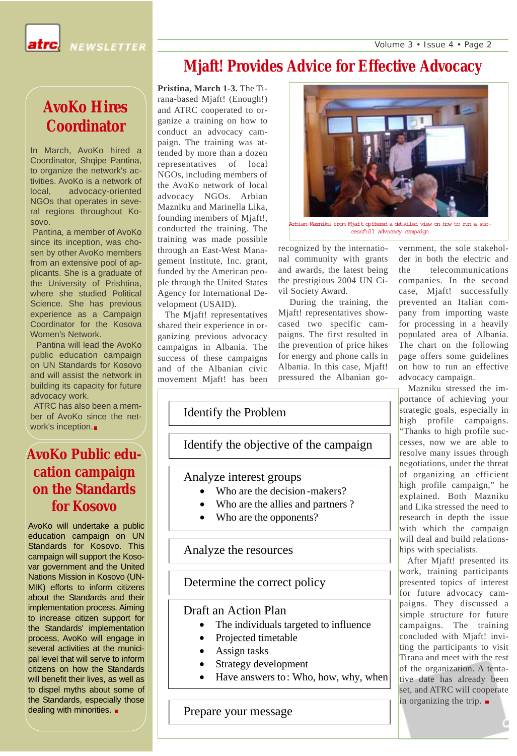# Mjaft! Provides Advice for Effective Advocacy

**Pristina, March 1-3.** The Tirana-based Mjaft! (Enough!) and ATRC cooperated to organize a training on how to conduct an advocacy campaign. The training was attended by more than a dozen representatives of local NGOs, including members of the AvoKo network of local advocacy NGOs. Arbian Mazniku and Marinella Lika, founding members of Mjaft!, conducted the training. The training was made possible through an East-West Management Institute, Inc. grant, funded by the American people through the United States Agency for International Development (USAID).

The Mjaft! representatives shared their experience in organizing previous advocacy campaigns in Albania. The success of these campaigns and of the Albanian civic movement Mjaft! has been recognized by the international community with grants and awards, the latest being the prestigious 2004 UN Civil Society Award.

During the training, the Mjaft! representatives showcased two specific campaigns. The first resulted in the prevention of price hikes for energy and phone calls in Albania. In this case, Mjaft! pressured the Albanian government, the sole stakeholder in both the electric and the telecommunications companies. In the second case, Mjaft! successfully prevented an Italian company from importing waste for processing in a heavily populated area of Albania. The chart on the following page offers some guidelines on how to run an effective advocacy campaign.

Mazniku stressed the importance of achieving your strategic goals, especially in high profile campaigns. "Thanks to high profile successes, now we are able to resolve many issues through negotiations, under the threat of organizing an efficient high profile campaign," he explained. Both Mazniku and Lika stressed the need to research in depth the issue with which the campaign will deal and build relationships with specialists.

After Mjaft! presented its work, training participants presented topics of interest for future advocacy campaigns. They discussed a simple structure for future campaigns. The training concluded with Mjaft! inviting the participants to visit Tirana and meet with the rest of the organization. A tentative date has already been set, and ATRC will cooperate in organizing the trip. ▪

Arbian Mazniku from Mjaft offered a detailed view on how to run a successfull advocacy campaign

**Identify the Problem**

**Identify the objective of the campaign**

**Analyze interest groups**
- Who are the decision-makers?
- Who are the allies and partners?
- Who are the opponents?

**Analyze the resources**

**Determine the correct policy**

**Draft an Action Plan**
- The individuals targeted to influence
- Projected timetable
- Assign tasks
- Strategy development
- Have answers to: Who, how, why, when

**Prepare your message**

## AvoKo Hires Coordinator

In March, AvoKo hired a Coordinator, Shqipe Pantina, to organize the network's activities. AvoKo is a network of local, advocacy-oriented NGOs that operates in several regions throughout Kosovo.

Pantina, a member of AvoKo since its inception, was chosen by other AvoKo members from an extensive pool of applicants. She is a graduate of the University of Prishtina, where she studied Political Science. She has previous experience as a Campaign Coordinator for the Kosova Women's Network.

Pantina will lead the AvoKo public education campaign on UN Standards for Kosovo and will assist the network in building its capacity for future advocacy work.

ATRC has also been a member of AvoKo since the network's inception. ▪

## AvoKo Public education campaign on the Standards for Kosovo

AvoKo will undertake a public education campaign on UN Standards for Kosovo. This campaign will support the Kosovar government and the United Nations Mission in Kosovo (UNMIK) efforts to inform citizens about the Standards and their implementation process. Aiming to increase citizen support for the Standards' implementation process, AvoKo will engage in several activities at the municipal level that will serve to inform citizens on how the Standards will benefit their lives, as well as to dispel myths about some of the Standards, especially those dealing with minorities. ▪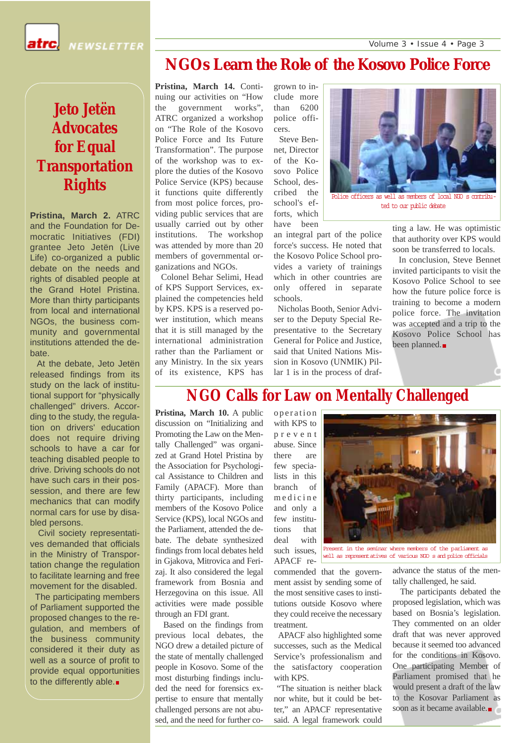# NGOs Learn the Role of the Kosovo Police Force

**Pristina, March 14.** Continuing our activities on "How the government works", ATRC organized a workshop on "The Role of the Kosovo Police Force and Its Future Transformation". The purpose of the workshop was to explore the duties of the Kosovo Police Service (KPS) because it functions quite differently from most police forces, providing public services that are usually carried out by other institutions. The workshop was attended by more than 20 members of governmental organizations and NGOs.

Colonel Behar Selimi, Head of KPS Support Services, explained the competencies held by KPS. KPS is a reserved power institution, which means that it is still managed by the international administration rather than the Parliament or any Ministry. In the six years of its existence, KPS has grown to include more than 6200 police officers.

Steve Bennet, Director of the Kosovo Police School, described the school's efforts, which have been an integral part of the police force's success. He noted that the Kosovo Police School provides a variety of trainings which in other countries are only offered in separate schools.

Nicholas Booth, Senior Adviser to the Deputy Special Representative to the Secretary General for Police and Justice, said that United Nations Mission in Kosovo (UNMIK) Pillar 1 is in the process of drafting a law. He was optimistic that authority over KPS would soon be transferred to locals.

In conclusion, Steve Bennet invited participants to visit the Kosovo Police School to see how the future police force is training to become a modern police force. The invitation was accepted and a trip to the Kosovo Police School has been planned.

Police officers as well as members of local NGO s contributed to our public debate

# NGO Calls for Law on Mentally Challenged

**Pristina, March 10.** A public discussion on "Initializing and Promoting the Law on the Mentally Challenged" was organized at Grand Hotel Pristina by the Association for Psychological Assistance to Children and Family (APACF). More than thirty participants, including members of the Kosovo Police Service (KPS), local NGOs and the Parliament, attended the debate. The debate synthesized findings from local debates held in Gjakova, Mitrovica and Ferizaj. It also considered the legal framework from Bosnia and Herzegovina on this issue. All activities were made possible through an FDI grant.

Based on the findings from previous local debates, the NGO drew a detailed picture of the state of mentally challenged people in Kosovo. Some of the most disturbing findings included the need for forensics expertise to ensure that mentally challenged persons are not abused, and the need for further cooperation with KPS to prevent abuse. Since there are few specialists in this branch of medicine and only a few institutions that deal with such issues, APACF recommended that the government assist by sending some of the most sensitive cases to institutions outside Kosovo where they could receive the necessary treatment.

APACF also highlighted some successes, such as the Medical Service's professionalism and the satisfactory cooperation with KPS.

"The situation is neither black nor white, but it could be better," an APACF representative said. A legal framework could advance the status of the mentally challenged, he said.

The participants debated the proposed legislation, which was based on Bosnia's legislation. They commented on an older draft that was never approved because it seemed too advanced for the conditions in Kosovo. One participating Member of Parliament promised that he would present a draft of the law to the Kosovar Parliament as soon as it became available.

Present in the seminar where members of the parliament as well as representatives of various NGO s and police officials

# Jeto Jetën Advocates for Equal Transportation Rights

**Pristina, March 2.** ATRC and the Foundation for Democratic Initiatives (FDI) grantee Jeto Jetën (Live Life) co-organized a public debate on the needs and rights of disabled people at the Grand Hotel Pristina. More than thirty participants from local and international NGOs, the business community and governmental institutions attended the debate.

At the debate, Jeto Jetën released findings from its study on the lack of institutional support for "physically challenged" drivers. According to the study, the regulation on drivers' education does not require driving schools to have a car for teaching disabled people to drive. Driving schools do not have such cars in their possession, and there are few mechanics that can modify normal cars for use by disabled persons.

Civil society representatives demanded that officials in the Ministry of Transportation change the regulation to facilitate learning and free movement for the disabled.

The participating members of Parliament supported the proposed changes to the regulation, and members of the business community considered it their duty as well as a source of profit to provide equal opportunities to the differently able.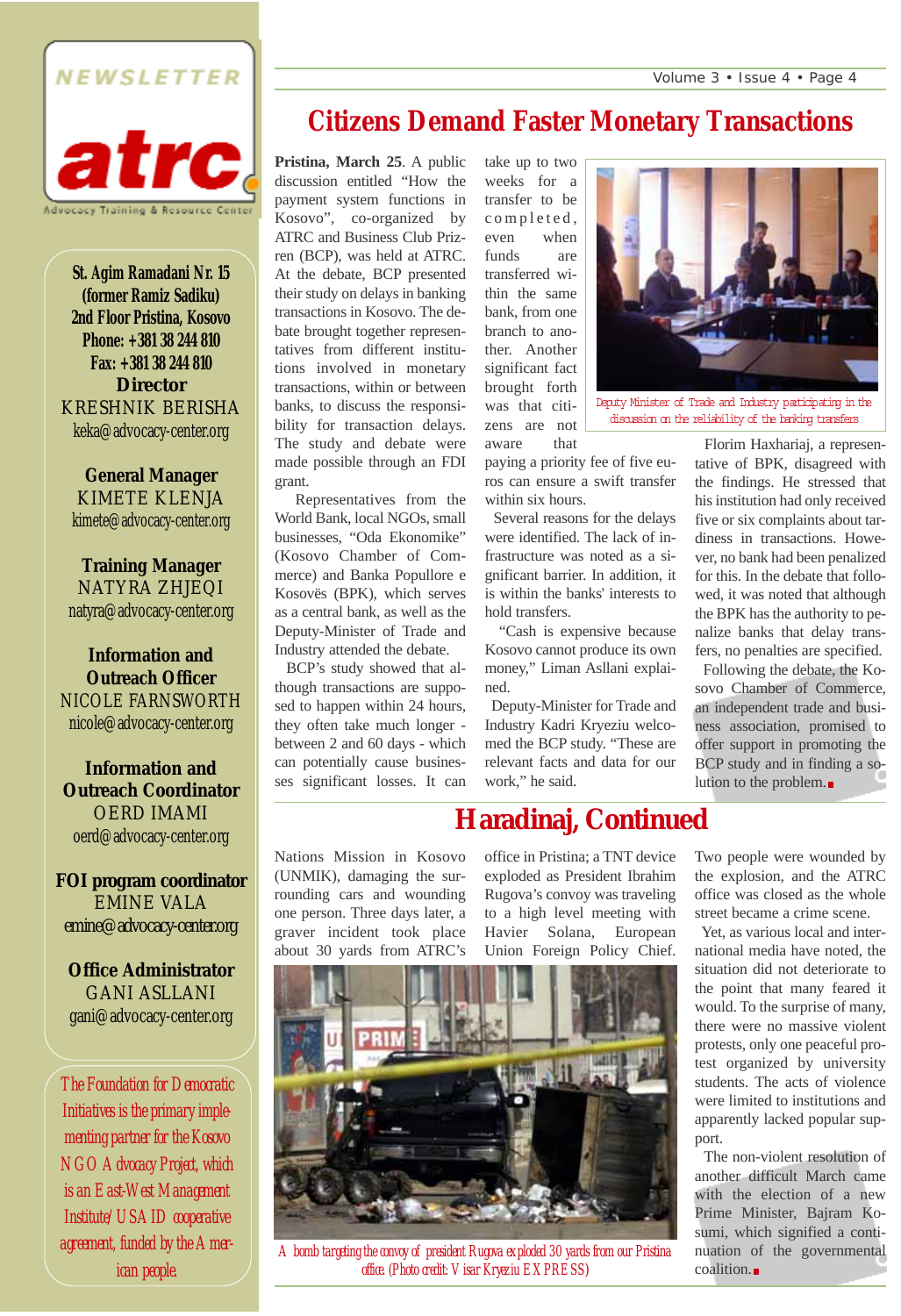NEWSLETTER

atrc

Advocacy Training & Resource Center

St. Agim Ramadani Nr. 15
(former Ramiz Sadiku)
2nd Floor Pristina, Kosovo
Phone: +381 38 244 810
Fax: +381 38 244 810

**Director**
KRESHNIK BERISHA
keka@advocacy-center.org

**General Manager**
KIMETE KLENJA
kimete@advocacy-center.org

**Training Manager**
NATYRA ZHJEQI
natyra@advocacy-center.org

**Information and Outreach Officer**
NICOLE FARNSWORTH
nicole@advocacy-center.org

**Information and Outreach Coordinator**
OERD IMAMI
oerd@advocacy-center.org

**FOI program coordinator**
EMINE VALA
emine@advocacy-center.org

**Office Administrator**
GANI ASLLANI
gani@advocacy-center.org

The Foundation for Democratic Initiatives is the primary implementing partner for the Kosovo NGO Advocacy Project, which is an East-West Management Institute/USAID cooperative agreement, funded by the American people.

# Citizens Demand Faster Monetary Transactions

**Pristina, March 25**. A public discussion entitled "How the payment system functions in Kosovo", co-organized by ATRC and Business Club Prizren (BCP), was held at ATRC. At the debate, BCP presented their study on delays in banking transactions in Kosovo. The debate brought together representatives from different institutions involved in monetary transactions, within or between banks, to discuss the responsibility for transaction delays. The study and debate were made possible through an FDI grant.

Representatives from the World Bank, local NGOs, small businesses, "Oda Ekonomike" (Kosovo Chamber of Commerce) and Banka Popullore e Kosovës (BPK), which serves as a central bank, as well as the Deputy-Minister of Trade and Industry attended the debate.

BCP's study showed that although transactions are supposed to happen within 24 hours, they often take much longer - between 2 and 60 days - which can potentially cause businesses significant losses. It can take up to two weeks for a transfer to be completed, even when funds are transferred within the same bank, from one branch to another. Another significant fact brought forth was that citizens are not aware that paying a priority fee of five euros can ensure a swift transfer within six hours.

Deputy Minister of Trade and Industry participating in the discussion on the reliability of the banking transfers

Several reasons for the delays were identified. The lack of infrastructure was noted as a significant barrier. In addition, it is within the banks' interests to hold transfers.

"Cash is expensive because Kosovo cannot produce its own money," Liman Asllani explained.

Deputy-Minister for Trade and Industry Kadri Kryeziu welcomed the BCP study. "These are relevant facts and data for our work," he said.

Florim Haxhariaj, a representative of BPK, disagreed with the findings. He stressed that his institution had only received five or six complaints about tardiness in transactions. However, no bank had been penalized for this. In the debate that followed, it was noted that although the BPK has the authority to penalize banks that delay transfers, no penalties are specified.

Following the debate, the Kosovo Chamber of Commerce, an independent trade and business association, promised to offer support in promoting the BCP study and in finding a solution to the problem.

# Haradinaj, Continued

Nations Mission in Kosovo (UNMIK), damaging the surrounding cars and wounding one person. Three days later, a graver incident took place about 30 yards from ATRC's office in Pristina; a TNT device exploded as President Ibrahim Rugova's convoy was traveling to a high level meeting with Havier Solana, European Union Foreign Policy Chief.

A bomb targeting the convoy of president Rugova exploded 30 yards from our Pristina office. (Photo credit: Visar Kryeziu EXPRESS)

Two people were wounded by the explosion, and the ATRC office was closed as the whole street became a crime scene.

Yet, as various local and international media have noted, the situation did not deteriorate to the point that many feared it would. To the surprise of many, there were no massive violent protests, only one peaceful protest organized by university students. The acts of violence were limited to institutions and apparently lacked popular support.

The non-violent resolution of another difficult March came with the election of a new Prime Minister, Bajram Kosumi, which signified a continuation of the governmental coalition.